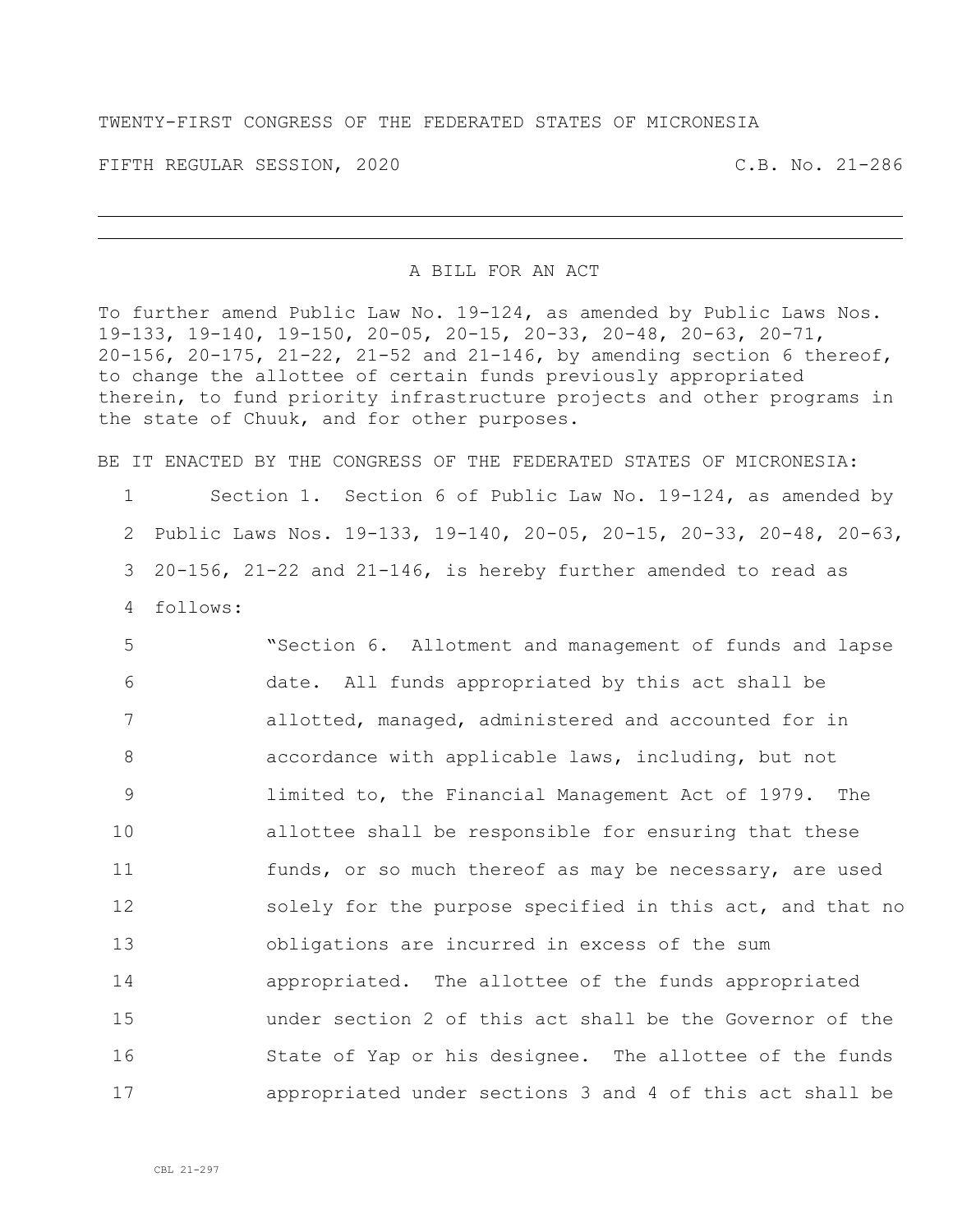TWENTY-FIRST CONGRESS OF THE FEDERATED STATES OF MICRONESIA

FIFTH REGULAR SESSION, 2020 C.B. No. 21-286

---

A BILL FOR AN ACT

To further amend Public Law No. 19-124, as amended by Public Laws Nos. 19-133, 19-140, 19-150, 20-05, 20-15, 20-33, 20-48, 20-63, 20-71, 20-156, 20-175, 21-22, 21-52 and 21-146, by amending section 6 thereof, to change the allottee of certain funds previously appropriated therein, to fund priority infrastructure projects and other programs in the state of Chuuk, and for other purposes.

BE IT ENACTED BY THE CONGRESS OF THE FEDERATED STATES OF MICRONESIA:

1 Section 1. Section 6 of Public Law No. 19-124, as amended by
2 Public Laws Nos. 19-133, 19-140, 20-05, 20-15, 20-33, 20-48, 20-63,
3 20-156, 21-22 and 21-146, is hereby further amended to read as
4 follows:

5 "Section 6. Allotment and management of funds and lapse
6 date. All funds appropriated by this act shall be
7 allotted, managed, administered and accounted for in
8 accordance with applicable laws, including, but not
9 limited to, the Financial Management Act of 1979. The
10 allottee shall be responsible for ensuring that these
11 funds, or so much thereof as may be necessary, are used
12 solely for the purpose specified in this act, and that no
13 obligations are incurred in excess of the sum
14 appropriated. The allottee of the funds appropriated
15 under section 2 of this act shall be the Governor of the
16 State of Yap or his designee. The allottee of the funds
17 appropriated under sections 3 and 4 of this act shall be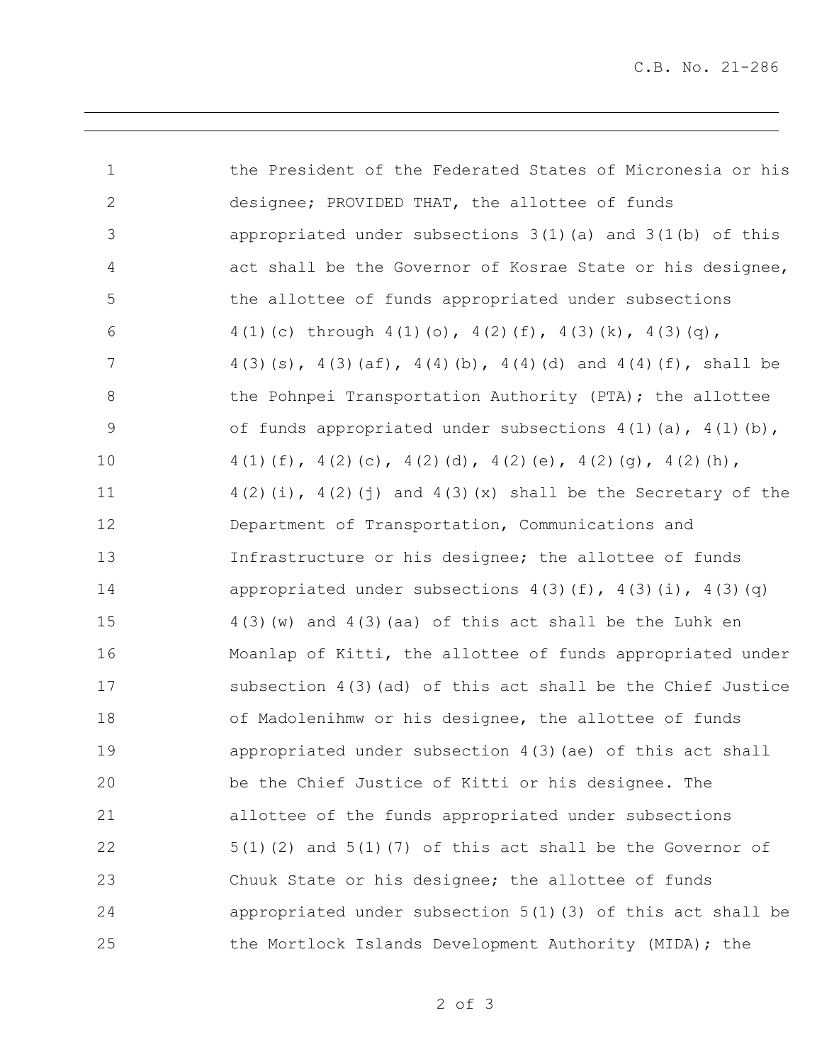the President of the Federated States of Micronesia or his designee; PROVIDED THAT, the allottee of funds appropriated under subsections 3(1)(a) and 3(1(b) of this act shall be the Governor of Kosrae State or his designee, the allottee of funds appropriated under subsections 4(1)(c) through 4(1)(o), 4(2)(f), 4(3)(k), 4(3)(q), 4(3)(s), 4(3)(af), 4(4)(b), 4(4)(d) and 4(4)(f), shall be the Pohnpei Transportation Authority (PTA); the allottee of funds appropriated under subsections 4(1)(a), 4(1)(b), 4(1)(f), 4(2)(c), 4(2)(d), 4(2)(e), 4(2)(g), 4(2)(h), 4(2)(i), 4(2)(j) and 4(3)(x) shall be the Secretary of the Department of Transportation, Communications and Infrastructure or his designee; the allottee of funds appropriated under subsections 4(3)(f), 4(3)(i), 4(3)(q) 4(3)(w) and 4(3)(aa) of this act shall be the Luhk en Moanlap of Kitti, the allottee of funds appropriated under subsection 4(3)(ad) of this act shall be the Chief Justice of Madolenihmw or his designee, the allottee of funds appropriated under subsection 4(3)(ae) of this act shall be the Chief Justice of Kitti or his designee. The allottee of the funds appropriated under subsections 5(1)(2) and 5(1)(7) of this act shall be the Governor of Chuuk State or his designee; the allottee of funds appropriated under subsection 5(1)(3) of this act shall be the Mortlock Islands Development Authority (MIDA); the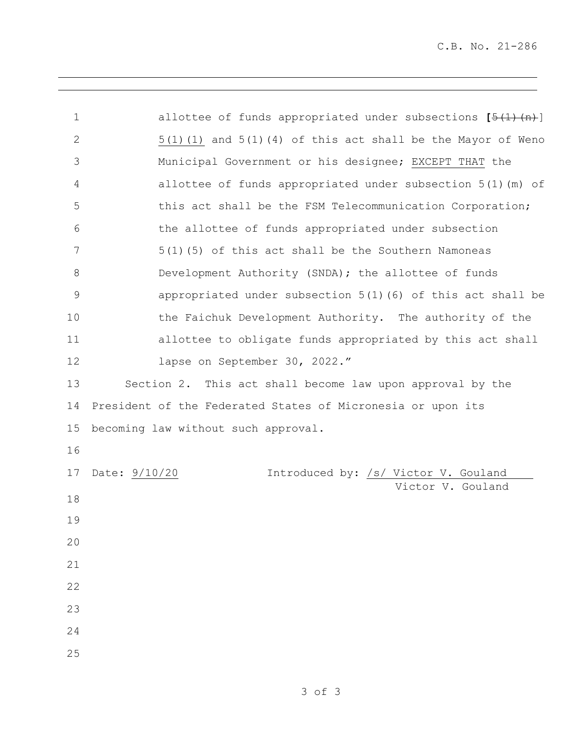allottee of funds appropriated under subsections [~~5(1)(n)~~] 5(1)(1) and 5(1)(4) of this act shall be the Mayor of Weno Municipal Government or his designee; EXCEPT THAT the allottee of funds appropriated under subsection 5(1)(m) of this act shall be the FSM Telecommunication Corporation; the allottee of funds appropriated under subsection 5(1)(5) of this act shall be the Southern Namoneas Development Authority (SNDA); the allottee of funds appropriated under subsection 5(1)(6) of this act shall be the Faichuk Development Authority. The authority of the allottee to obligate funds appropriated by this act shall lapse on September 30, 2022."

Section 2. This act shall become law upon approval by the President of the Federated States of Micronesia or upon its becoming law without such approval.

Date: 9/10/20 Introduced by: /s/ Victor V. Gouland
Victor V. Gouland